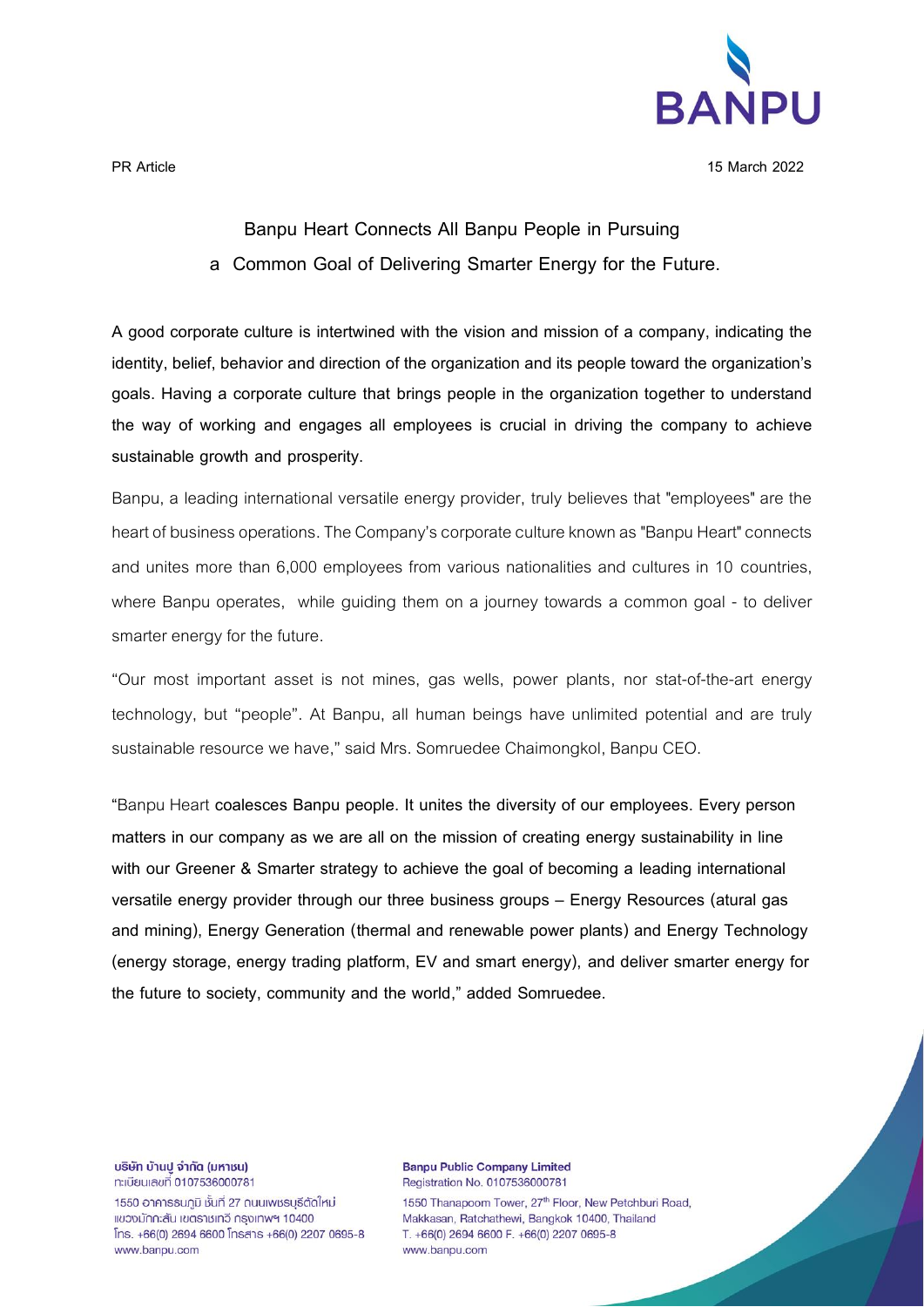PR Article

15 March 2022

# Banpu Heart Connects All Banpu People in Pursuing a Common Goal of Delivering Smarter Energy for the Future.

**A good corporate culture is intertwined with the vision and mission of a company, indicating the identity, belief, behavior and direction of the organization and its people toward the organization's goals. Having a corporate culture that brings people in the organization together to understand the way of working and engages all employees is crucial in driving the company to achieve sustainable growth and prosperity.**

Banpu, a leading international versatile energy provider, truly believes that "employees" are the heart of business operations. The Company's corporate culture known as "Banpu Heart" connects and unites more than 6,000 employees from various nationalities and cultures in 10 countries, where Banpu operates, while guiding them on a journey towards a common goal - to deliver smarter energy for the future.

"Our most important asset is not mines, gas wells, power plants, nor stat-of-the-art energy technology, but "people". At Banpu, all human beings have unlimited potential and are truly sustainable resource we have," said Mrs. Somruedee Chaimongkol, Banpu CEO.

"Banpu Heart **coalesces Banpu people. It unites the diversity of our employees. Every person matters in our company as we are all on the mission of creating energy sustainability in line with our Greener & Smarter strategy to achieve the goal of becoming a leading international versatile energy provider through our three business groups – Energy Resources (atural gas and mining), Energy Generation (thermal and renewable power plants) and Energy Technology (energy storage, energy trading platform, EV and smart energy), and deliver smarter energy for the future to society, community and the world," added Somruedee.**

บริษัท บ้านปู จำกัด (มหาชน)
ทะเบียนเลขที่ 0107536000781
1550 อาคารธนภูมิ ชั้นที่ 27 ถนนเพชรบุรีตัดใหม่
แขวงมักกะสัน เขตราชเทวี กรุงเทพฯ 10400
โทร. +66(0) 2694 6600 โทรสาร +66(0) 2207 0695-8
www.banpu.com

Banpu Public Company Limited
Registration No. 0107536000781
1550 Thanapoom Tower, 27th Floor, New Petchburi Road,
Makkasan, Ratchathewi, Bangkok 10400, Thailand
T. +66(0) 2694 6600 F. +66(0) 2207 0695-8
www.banpu.com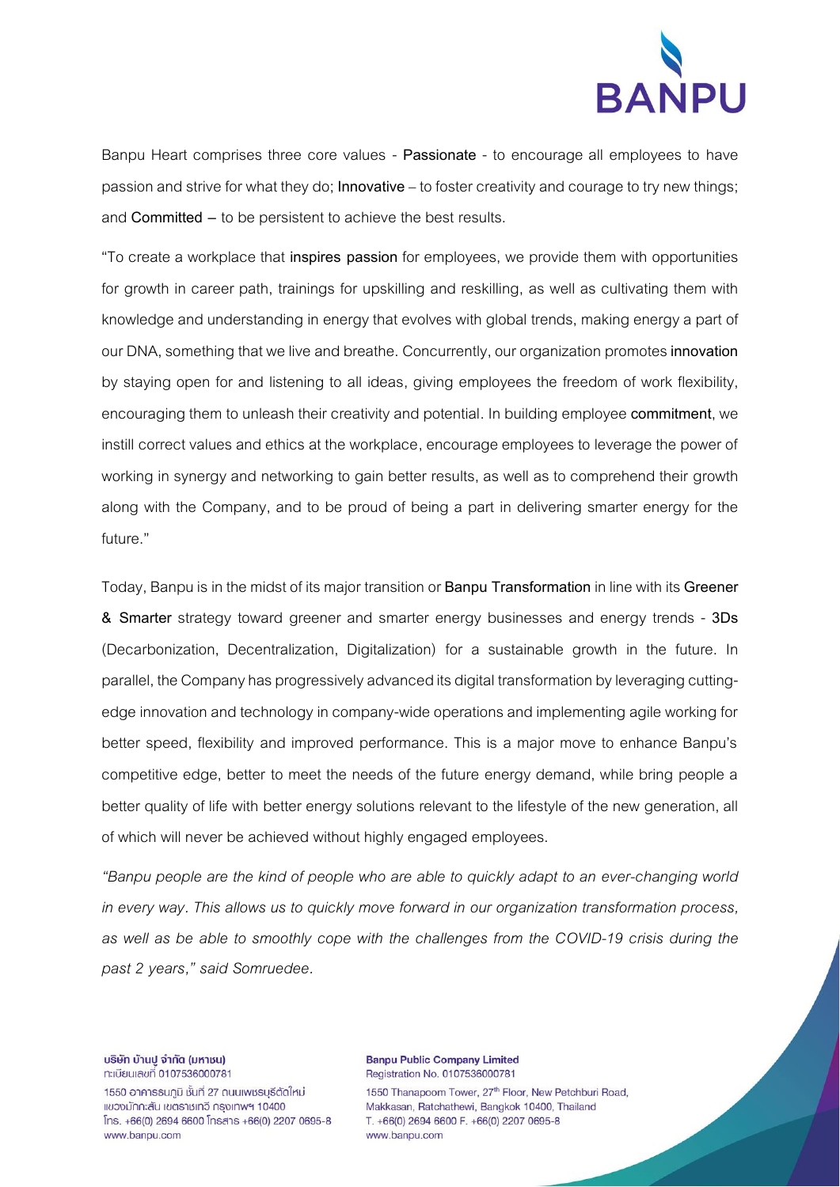Banpu Heart comprises three core values - **Passionate** - to encourage all employees to have passion and strive for what they do; **Innovative** – to foster creativity and courage to try new things; and **Committed –** to be persistent to achieve the best results.

"To create a workplace that **inspires passion** for employees, we provide them with opportunities for growth in career path, trainings for upskilling and reskilling, as well as cultivating them with knowledge and understanding in energy that evolves with global trends, making energy a part of our DNA, something that we live and breathe. Concurrently, our organization promotes **innovation** by staying open for and listening to all ideas, giving employees the freedom of work flexibility, encouraging them to unleash their creativity and potential. In building employee **commitment**, we instill correct values and ethics at the workplace, encourage employees to leverage the power of working in synergy and networking to gain better results, as well as to comprehend their growth along with the Company, and to be proud of being a part in delivering smarter energy for the future."

Today, Banpu is in the midst of its major transition or **Banpu Transformation** in line with its **Greener & Smarter** strategy toward greener and smarter energy businesses and energy trends - **3Ds** (Decarbonization, Decentralization, Digitalization) for a sustainable growth in the future. In parallel, the Company has progressively advanced its digital transformation by leveraging cutting-edge innovation and technology in company-wide operations and implementing agile working for better speed, flexibility and improved performance. This is a major move to enhance Banpu's competitive edge, better to meet the needs of the future energy demand, while bring people a better quality of life with better energy solutions relevant to the lifestyle of the new generation, all of which will never be achieved without highly engaged employees.

*"Banpu people are the kind of people who are able to quickly adapt to an ever-changing world in every way. This allows us to quickly move forward in our organization transformation process, as well as be able to smoothly cope with the challenges from the COVID-19 crisis during the past 2 years," said Somruedee.*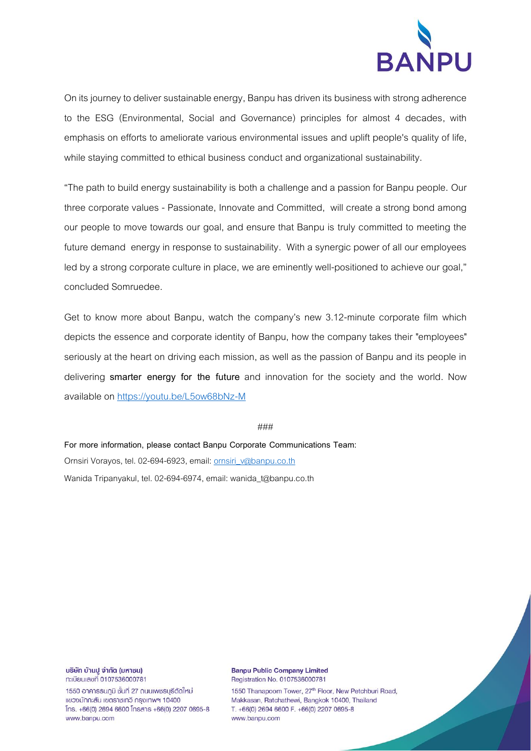On its journey to deliver sustainable energy, Banpu has driven its business with strong adherence to the ESG (Environmental, Social and Governance) principles for almost 4 decades, with emphasis on efforts to ameliorate various environmental issues and uplift people's quality of life, while staying committed to ethical business conduct and organizational sustainability.

"The path to build energy sustainability is both a challenge and a passion for Banpu people. Our three corporate values - Passionate, Innovate and Committed, will create a strong bond among our people to move towards our goal, and ensure that Banpu is truly committed to meeting the future demand energy in response to sustainability. With a synergic power of all our employees led by a strong corporate culture in place, we are eminently well-positioned to achieve our goal," concluded Somruedee.

Get to know more about Banpu, watch the company's new 3.12-minute corporate film which depicts the essence and corporate identity of Banpu, how the company takes their "employees" seriously at the heart on driving each mission, as well as the passion of Banpu and its people in delivering **smarter energy for the future** and innovation for the society and the world. Now available on https://youtu.be/L5ow68bNz-M

###

**For more information, please contact Banpu Corporate Communications Team:**

Ornsiri Vorayos, tel. 02-694-6923, email: ornsiri_v@banpu.co.th

Wanida Tripanyakul, tel. 02-694-6974, email: wanida_t@banpu.co.th

**บริษัท บ้านปู จำกัด (มหาชน)**
ทะเบียนเลขที่ 0107536000781
1550 อาคารธนภูมิ ชั้นที่ 27 ถนนเพชรบุรีตัดใหม่
แขวงมักกะสัน เขตราชเทวี กรุงเทพฯ 10400
โทร. +66(0) 2694 6600 โทรสาร +66(0) 2207 0695-8
www.banpu.com

**Banpu Public Company Limited**
Registration No. 0107536000781
1550 Thanapoom Tower, 27th Floor, New Petchburi Road,
Makkasan, Ratchathewi, Bangkok 10400, Thailand
T. +66(0) 2694 6600 F. +66(0) 2207 0695-8
www.banpu.com